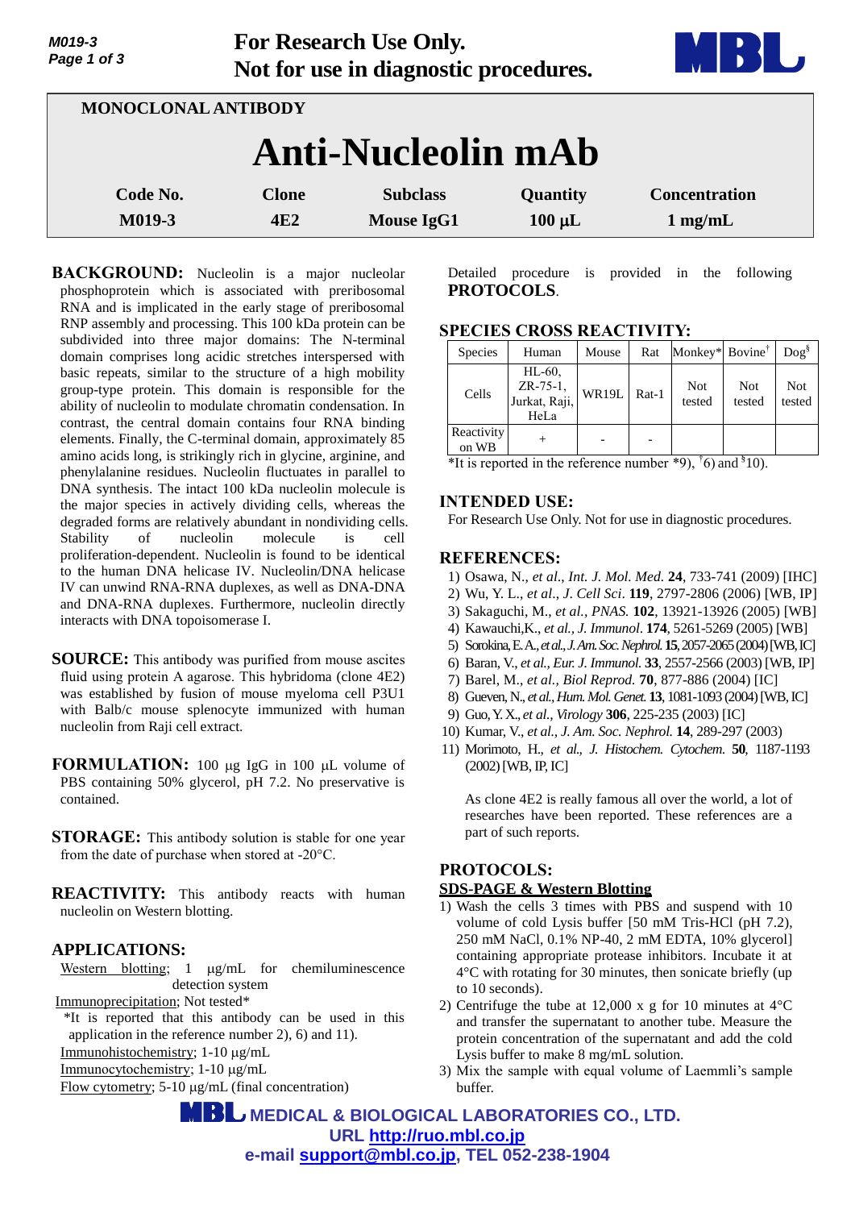For Research Use Only.
Not for use in diagnostic procedures.

MONOCLONAL ANTIBODY

# Anti-Nucleolin mAb

| Code No. | Clone | Subclass | Quantity | Concentration |
|---|---|---|---|---|
| M019-3 | 4E2 | Mouse IgG1 | 100 μL | 1 mg/mL |

**BACKGROUND:** Nucleolin is a major nucleolar phosphoprotein which is associated with preribosomal RNA and is implicated in the early stage of preribosomal RNP assembly and processing. This 100 kDa protein can be subdivided into three major domains: The N-terminal domain comprises long acidic stretches interspersed with basic repeats, similar to the structure of a high mobility group-type protein. This domain is responsible for the ability of nucleolin to modulate chromatin condensation. In contrast, the central domain contains four RNA binding elements. Finally, the C-terminal domain, approximately 85 amino acids long, is strikingly rich in glycine, arginine, and phenylalanine residues. Nucleolin fluctuates in parallel to DNA synthesis. The intact 100 kDa nucleolin molecule is the major species in actively dividing cells, whereas the degraded forms are relatively abundant in nondividing cells. Stability of nucleolin molecule is cell proliferation-dependent. Nucleolin is found to be identical to the human DNA helicase IV. Nucleolin/DNA helicase IV can unwind RNA-RNA duplexes, as well as DNA-DNA and DNA-RNA duplexes. Furthermore, nucleolin directly interacts with DNA topoisomerase I.

**SOURCE:** This antibody was purified from mouse ascites fluid using protein A agarose. This hybridoma (clone 4E2) was established by fusion of mouse myeloma cell P3U1 with Balb/c mouse splenocyte immunized with human nucleolin from Raji cell extract.

**FORMULATION:** 100 µg IgG in 100 µL volume of PBS containing 50% glycerol, pH 7.2. No preservative is contained.

**STORAGE:** This antibody solution is stable for one year from the date of purchase when stored at -20°C.

**REACTIVITY:** This antibody reacts with human nucleolin on Western blotting.

## APPLICATIONS:

Western blotting; 1 µg/mL for chemiluminescence detection system

Immunoprecipitation; Not tested*

*It is reported that this antibody can be used in this application in the reference number 2), 6) and 11).

Immunohistochemistry; 1-10 µg/mL

Immunocytochemistry; 1-10 µg/mL

Flow cytometry; 5-10 µg/mL (final concentration)

Detailed procedure is provided in the following **PROTOCOLS**.

## SPECIES CROSS REACTIVITY:

| Species | Human | Mouse | Rat | Monkey* | Bovine† | Dog§ |
|---|---|---|---|---|---|---|
| Cells | HL-60, ZR-75-1, Jurkat, Raji, HeLa | WR19L | Rat-1 | Not tested | Not tested | Not tested |
| Reactivity on WB | + | - | - | | | |

*It is reported in the reference number *9), †6) and §10).

## INTENDED USE:

For Research Use Only. Not for use in diagnostic procedures.

## REFERENCES:

1) Osawa, N., *et al., Int. J. Mol. Med.* **24**, 733-741 (2009) [IHC]
2) Wu, Y. L., *et al., J. Cell Sci.* **119**, 2797-2806 (2006) [WB, IP]
3) Sakaguchi, M., *et al., PNAS.* **102**, 13921-13926 (2005) [WB]
4) Kawauchi,K., *et al., J. Immunol.* **174**, 5261-5269 (2005) [WB]
5) Sorokina, E. A., *et al., J. Am. Soc. Nephrol.* **15**, 2057-2065 (2004) [WB, IC]
6) Baran, V., *et al., Eur. J. Immunol.* **33**, 2557-2566 (2003) [WB, IP]
7) Barel, M., *et al., Biol Reprod.* **70**, 877-886 (2004) [IC]
8) Glueven, N., *et al., Hum. Mol. Genet.* **13**, 1081-1093 (2004) [WB, IC]
9) Guo, Y. X., *et al., Virology* **306**, 225-235 (2003) [IC]
10) Kumar, V., *et al., J. Am. Soc. Nephrol.* **14**, 289-297 (2003)
11) Morimoto, H., *et al., J. Histochem. Cytochem.* **50**, 1187-1193 (2002) [WB, IP, IC]

As clone 4E2 is really famous all over the world, a lot of researches have been reported. These references are a part of such reports.

## PROTOCOLS:

### SDS-PAGE & Western Blotting

1) Wash the cells 3 times with PBS and suspend with 10 volume of cold Lysis buffer [50 mM Tris-HCl (pH 7.2), 250 mM NaCl, 0.1% NP-40, 2 mM EDTA, 10% glycerol] containing appropriate protease inhibitors. Incubate it at 4°C with rotating for 30 minutes, then sonicate briefly (up to 10 seconds).
2) Centrifuge the tube at 12,000 x g for 10 minutes at 4°C and transfer the supernatant to another tube. Measure the protein concentration of the supernatant and add the cold Lysis buffer to make 8 mg/mL solution.
3) Mix the sample with equal volume of Laemmli's sample buffer.

MEDICAL & BIOLOGICAL LABORATORIES CO., LTD.
URL http://ruo.mbl.co.jp
e-mail support@mbl.co.jp, TEL 052-238-1904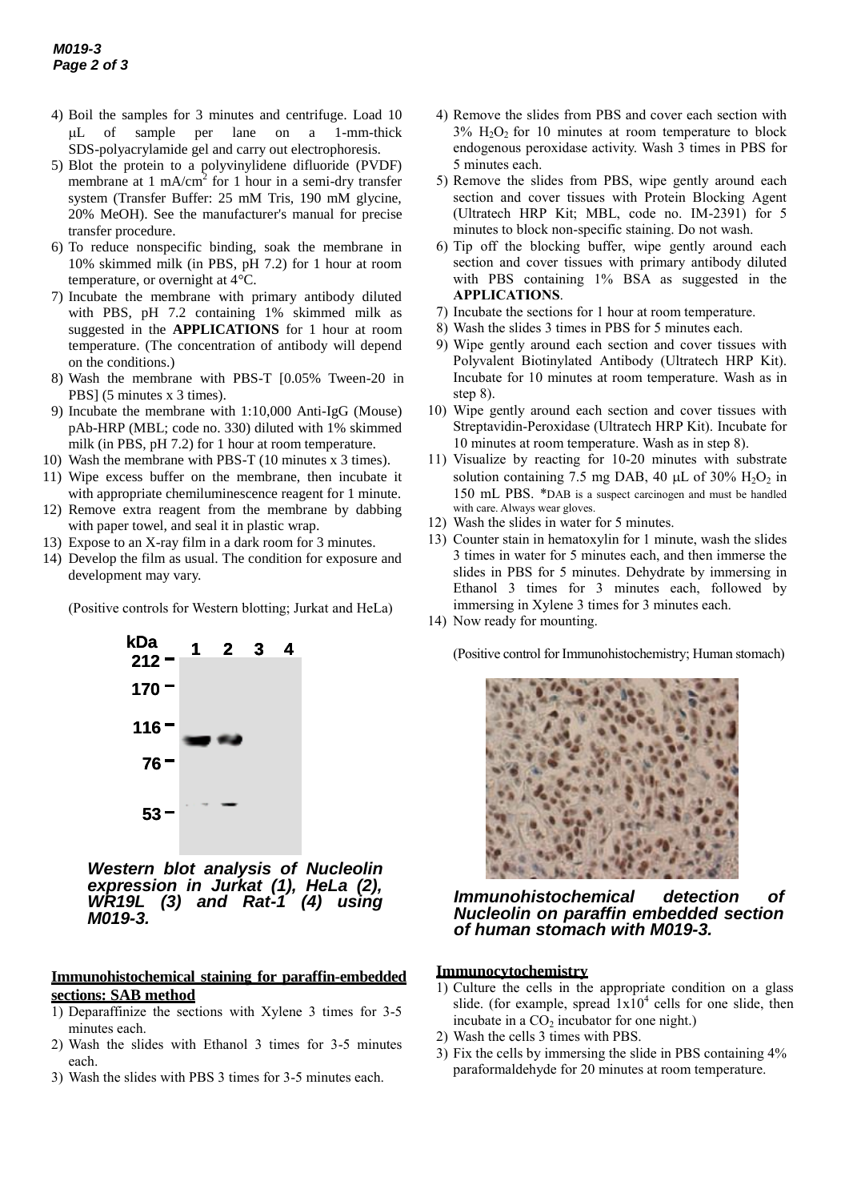4) Boil the samples for 3 minutes and centrifuge. Load 10 μL of sample per lane on a 1-mm-thick SDS-polyacrylamide gel and carry out electrophoresis.
5) Blot the protein to a polyvinylidene difluoride (PVDF) membrane at 1 $mA/cm^2$ for 1 hour in a semi-dry transfer system (Transfer Buffer: 25 mM Tris, 190 mM glycine, 20% MeOH). See the manufacturer's manual for precise transfer procedure.
6) To reduce nonspecific binding, soak the membrane in 10% skimmed milk (in PBS, pH 7.2) for 1 hour at room temperature, or overnight at 4°C.
7) Incubate the membrane with primary antibody diluted with PBS, pH 7.2 containing 1% skimmed milk as suggested in the **APPLICATIONS** for 1 hour at room temperature. (The concentration of antibody will depend on the conditions.)
8) Wash the membrane with PBS-T [0.05% Tween-20 in PBS] (5 minutes x 3 times).
9) Incubate the membrane with 1:10,000 Anti-IgG (Mouse) pAb-HRP (MBL; code no. 330) diluted with 1% skimmed milk (in PBS, pH 7.2) for 1 hour at room temperature.
10) Wash the membrane with PBS-T (10 minutes x 3 times).
11) Wipe excess buffer on the membrane, then incubate it with appropriate chemiluminescence reagent for 1 minute.
12) Remove extra reagent from the membrane by dabbing with paper towel, and seal it in plastic wrap.
13) Expose to an X-ray film in a dark room for 3 minutes.
14) Develop the film as usual. The condition for exposure and development may vary.

(Positive controls for Western blotting; Jurkat and HeLa)

***Western blot analysis of Nucleolin expression in Jurkat (1), HeLa (2), WR19L (3) and Rat-1 (4) using M019-3.***

**Immunohistochemical staining for paraffin-embedded sections: SAB method**

1) Deparaffinize the sections with Xylene 3 times for 3-5 minutes each.
2) Wash the slides with Ethanol 3 times for 3-5 minutes each.
3) Wash the slides with PBS 3 times for 3-5 minutes each.
4) Remove the slides from PBS and cover each section with 3% $H_2O_2$ for 10 minutes at room temperature to block endogenous peroxidase activity. Wash 3 times in PBS for 5 minutes each.
5) Remove the slides from PBS, wipe gently around each section and cover tissues with Protein Blocking Agent (Ultratech HRP Kit; MBL, code no. IM-2391) for 5 minutes to block non-specific staining. Do not wash.
6) Tip off the blocking buffer, wipe gently around each section and cover tissues with primary antibody diluted with PBS containing 1% BSA as suggested in the **APPLICATIONS**.
7) Incubate the sections for 1 hour at room temperature.
8) Wash the slides 3 times in PBS for 5 minutes each.
9) Wipe gently around each section and cover tissues with Polyvalent Biotinylated Antibody (Ultratech HRP Kit). Incubate for 10 minutes at room temperature. Wash as in step 8).
10) Wipe gently around each section and cover tissues with Streptavidin-Peroxidase (Ultratech HRP Kit). Incubate for 10 minutes at room temperature. Wash as in step 8).
11) Visualize by reacting for 10-20 minutes with substrate solution containing 7.5 mg DAB, 40 μL of 30% $H_2O_2$ in 150 mL PBS. *DAB is a suspect carcinogen and must be handled with care. Always wear gloves.
12) Wash the slides in water for 5 minutes.
13) Counter stain in hematoxylin for 1 minute, wash the slides 3 times in water for 5 minutes each, and then immerse the slides in PBS for 5 minutes. Dehydrate by immersing in Ethanol 3 times for 3 minutes each, followed by immersing in Xylene 3 times for 3 minutes each.
14) Now ready for mounting.

(Positive control for Immunohistochemistry; Human stomach)

***Immunohistochemical detection of Nucleolin on paraffin embedded section of human stomach with M019-3.***

**Immunocytochemistry**

1) Culture the cells in the appropriate condition on a glass slide. (for example, spread $1x10^4$ cells for one slide, then incubate in a $CO_2$ incubator for one night.)
2) Wash the cells 3 times with PBS.
3) Fix the cells by immersing the slide in PBS containing 4% paraformaldehyde for 20 minutes at room temperature.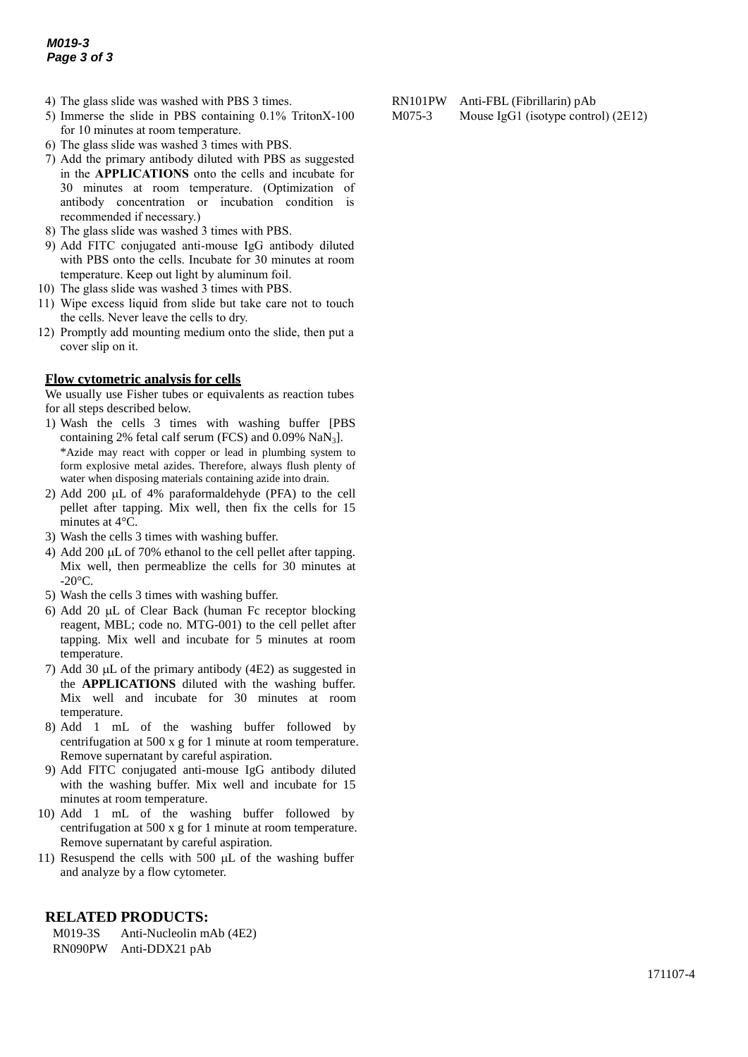4) The glass slide was washed with PBS 3 times.
5) Immerse the slide in PBS containing 0.1% TritonX-100 for 10 minutes at room temperature.
6) The glass slide was washed 3 times with PBS.
7) Add the primary antibody diluted with PBS as suggested in the **APPLICATIONS** onto the cells and incubate for 30 minutes at room temperature. (Optimization of antibody concentration or incubation condition is recommended if necessary.)
8) The glass slide was washed 3 times with PBS.
9) Add FITC conjugated anti-mouse IgG antibody diluted with PBS onto the cells. Incubate for 30 minutes at room temperature. Keep out light by aluminum foil.
10) The glass slide was washed 3 times with PBS.
11) Wipe excess liquid from slide but take care not to touch the cells. Never leave the cells to dry.
12) Promptly add mounting medium onto the slide, then put a cover slip on it.

**Flow cytometric analysis for cells**

We usually use Fisher tubes or equivalents as reaction tubes for all steps described below.

1) Wash the cells 3 times with washing buffer [PBS containing 2% fetal calf serum (FCS) and 0.09% $NaN_3$].
   *Azide may react with copper or lead in plumbing system to form explosive metal azides. Therefore, always flush plenty of water when disposing materials containing azide into drain.
2) Add 200 μL of 4% paraformaldehyde (PFA) to the cell pellet after tapping. Mix well, then fix the cells for 15 minutes at 4°C.
3) Wash the cells 3 times with washing buffer.
4) Add 200 μL of 70% ethanol to the cell pellet after tapping. Mix well, then permeablize the cells for 30 minutes at -20°C.
5) Wash the cells 3 times with washing buffer.
6) Add 20 μL of Clear Back (human Fc receptor blocking reagent, MBL; code no. MTG-001) to the cell pellet after tapping. Mix well and incubate for 5 minutes at room temperature.
7) Add 30 μL of the primary antibody (4E2) as suggested in the **APPLICATIONS** diluted with the washing buffer. Mix well and incubate for 30 minutes at room temperature.
8) Add 1 mL of the washing buffer followed by centrifugation at 500 x g for 1 minute at room temperature. Remove supernatant by careful aspiration.
9) Add FITC conjugated anti-mouse IgG antibody diluted with the washing buffer. Mix well and incubate for 15 minutes at room temperature.
10) Add 1 mL of the washing buffer followed by centrifugation at 500 x g for 1 minute at room temperature. Remove supernatant by careful aspiration.
11) Resuspend the cells with 500 μL of the washing buffer and analyze by a flow cytometer.

## RELATED PRODUCTS:

| | |
|---|---|
| M019-3S | Anti-Nucleolin mAb (4E2) |
| RN090PW | Anti-DDX21 pAb |
| RN101PW | Anti-FBL (Fibrillarin) pAb |
| M075-3 | Mouse IgG1 (isotype control) (2E12) |

171107-4